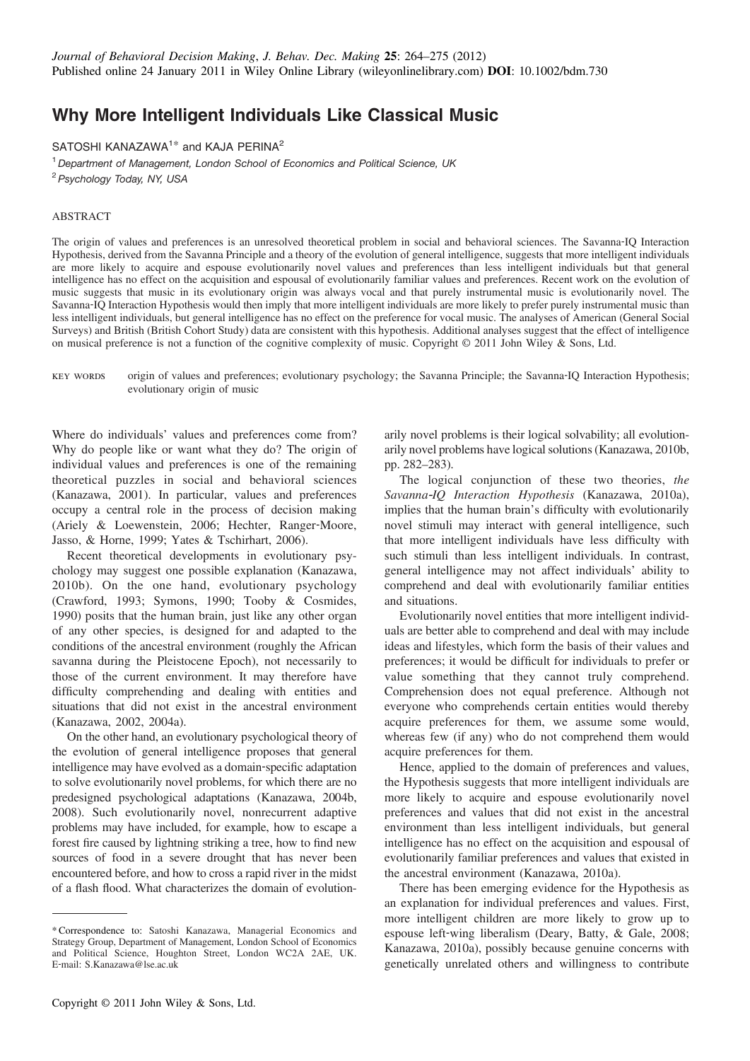# Why More Intelligent Individuals Like Classical Music

SATOSHI KANAZAWA[1*] and KAJA PERINA[2]

[1] *Department of Management, London School of Economics and Political Science, UK*

[2] *Psychology Today, NY, USA*

## ABSTRACT

The origin of values and preferences is an unresolved theoretical problem in social and behavioral sciences. The Savanna-IQ Interaction Hypothesis, derived from the Savanna Principle and a theory of the evolution of general intelligence, suggests that more intelligent individuals are more likely to acquire and espouse evolutionarily novel values and preferences than less intelligent individuals but that general intelligence has no effect on the acquisition and espousal of evolutionarily familiar values and preferences. Recent work on the evolution of music suggests that music in its evolutionary origin was always vocal and that purely instrumental music is evolutionarily novel. The Savanna-IQ Interaction Hypothesis would then imply that more intelligent individuals are more likely to prefer purely instrumental music than less intelligent individuals, but general intelligence has no effect on the preference for vocal music. The analyses of American (General Social Surveys) and British (British Cohort Study) data are consistent with this hypothesis. Additional analyses suggest that the effect of intelligence on musical preference is not a function of the cognitive complexity of music. Copyright © 2011 John Wiley & Sons, Ltd.

KEY WORDS origin of values and preferences; evolutionary psychology; the Savanna Principle; the Savanna-IQ Interaction Hypothesis; evolutionary origin of music

Where do individuals' values and preferences come from? Why do people like or want what they do? The origin of individual values and preferences is one of the remaining theoretical puzzles in social and behavioral sciences (Kanazawa, 2001). In particular, values and preferences occupy a central role in the process of decision making (Ariely & Loewenstein, 2006; Hechter, Ranger-Moore, Jasso, & Horne, 1999; Yates & Tschirhart, 2006).

Recent theoretical developments in evolutionary psychology may suggest one possible explanation (Kanazawa, 2010b). On the one hand, evolutionary psychology (Crawford, 1993; Symons, 1990; Tooby & Cosmides, 1990) posits that the human brain, just like any other organ of any other species, is designed for and adapted to the conditions of the ancestral environment (roughly the African savanna during the Pleistocene Epoch), not necessarily to those of the current environment. It may therefore have difficulty comprehending and dealing with entities and situations that did not exist in the ancestral environment (Kanazawa, 2002, 2004a).

On the other hand, an evolutionary psychological theory of the evolution of general intelligence proposes that general intelligence may have evolved as a domain-specific adaptation to solve evolutionarily novel problems, for which there are no predesigned psychological adaptations (Kanazawa, 2004b, 2008). Such evolutionarily novel, nonrecurrent adaptive problems may have included, for example, how to escape a forest fire caused by lightning striking a tree, how to find new sources of food in a severe drought that has never been encountered before, and how to cross a rapid river in the midst of a flash flood. What characterizes the domain of evolutionarily novel problems is their logical solvability; all evolutionarily novel problems have logical solutions (Kanazawa, 2010b, pp. 282–283).

The logical conjunction of these two theories, *the Savanna-IQ Interaction Hypothesis* (Kanazawa, 2010a), implies that the human brain's difficulty with evolutionarily novel stimuli may interact with general intelligence, such that more intelligent individuals have less difficulty with such stimuli than less intelligent individuals. In contrast, general intelligence may not affect individuals' ability to comprehend and deal with evolutionarily familiar entities and situations.

Evolutionarily novel entities that more intelligent individuals are better able to comprehend and deal with may include ideas and lifestyles, which form the basis of their values and preferences; it would be difficult for individuals to prefer or value something that they cannot truly comprehend. Comprehension does not equal preference. Although not everyone who comprehends certain entities would thereby acquire preferences for them, we assume some would, whereas few (if any) who do not comprehend them would acquire preferences for them.

Hence, applied to the domain of preferences and values, the Hypothesis suggests that more intelligent individuals are more likely to acquire and espouse evolutionarily novel preferences and values that did not exist in the ancestral environment than less intelligent individuals, but general intelligence has no effect on the acquisition and espousal of evolutionarily familiar preferences and values that existed in the ancestral environment (Kanazawa, 2010a).

There has been emerging evidence for the Hypothesis as an explanation for individual preferences and values. First, more intelligent children are more likely to grow up to espouse left-wing liberalism (Deary, Batty, & Gale, 2008; Kanazawa, 2010a), possibly because genuine concerns with genetically unrelated others and willingness to contribute

*Correspondence to: Satoshi Kanazawa, Managerial Economics and Strategy Group, Department of Management, London School of Economics and Political Science, Houghton Street, London WC2A 2AE, UK. E-mail: S.Kanazawa@lse.ac.uk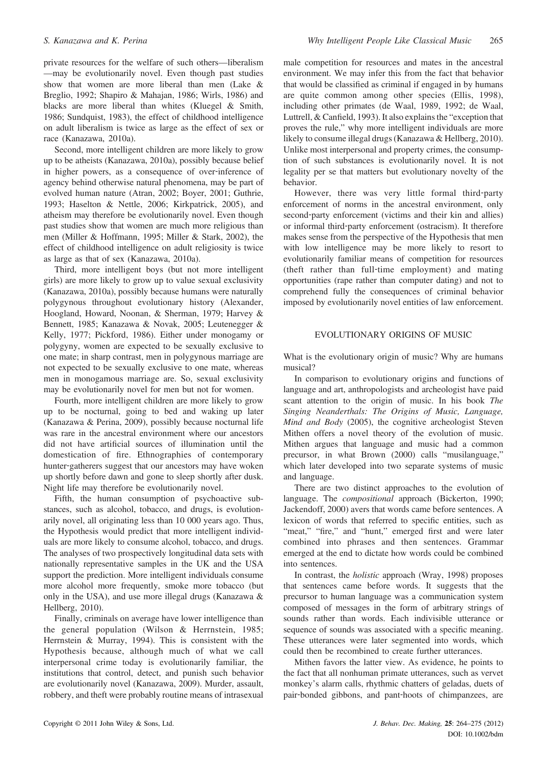private resources for the welfare of such others—liberalism—may be evolutionarily novel. Even though past studies show that women are more liberal than men (Lake & Breglio, 1992; Shapiro & Mahajan, 1986; Wirls, 1986) and blacks are more liberal than whites (Kluegel & Smith, 1986; Sundquist, 1983), the effect of childhood intelligence on adult liberalism is twice as large as the effect of sex or race (Kanazawa, 2010a).

Second, more intelligent children are more likely to grow up to be atheists (Kanazawa, 2010a), possibly because belief in higher powers, as a consequence of over-inference of agency behind otherwise natural phenomena, may be part of evolved human nature (Atran, 2002; Boyer, 2001; Guthrie, 1993; Haselton & Nettle, 2006; Kirkpatrick, 2005), and atheism may therefore be evolutionarily novel. Even though past studies show that women are much more religious than men (Miller & Hoffmann, 1995; Miller & Stark, 2002), the effect of childhood intelligence on adult religiosity is twice as large as that of sex (Kanazawa, 2010a).

Third, more intelligent boys (but not more intelligent girls) are more likely to grow up to value sexual exclusivity (Kanazawa, 2010a), possibly because humans were naturally polygynous throughout evolutionary history (Alexander, Hoogland, Howard, Noonan, & Sherman, 1979; Harvey & Bennett, 1985; Kanazawa & Novak, 2005; Leutenegger & Kelly, 1977; Pickford, 1986). Either under monogamy or polygyny, women are expected to be sexually exclusive to one mate; in sharp contrast, men in polygynous marriage are not expected to be sexually exclusive to one mate, whereas men in monogamous marriage are. So, sexual exclusivity may be evolutionarily novel for men but not for women.

Fourth, more intelligent children are more likely to grow up to be nocturnal, going to bed and waking up later (Kanazawa & Perina, 2009), possibly because nocturnal life was rare in the ancestral environment where our ancestors did not have artificial sources of illumination until the domestication of fire. Ethnographies of contemporary hunter-gatherers suggest that our ancestors may have woken up shortly before dawn and gone to sleep shortly after dusk. Night life may therefore be evolutionarily novel.

Fifth, the human consumption of psychoactive substances, such as alcohol, tobacco, and drugs, is evolutionarily novel, all originating less than 10 000 years ago. Thus, the Hypothesis would predict that more intelligent individuals are more likely to consume alcohol, tobacco, and drugs. The analyses of two prospectively longitudinal data sets with nationally representative samples in the UK and the USA support the prediction. More intelligent individuals consume more alcohol more frequently, smoke more tobacco (but only in the USA), and use more illegal drugs (Kanazawa & Hellberg, 2010).

Finally, criminals on average have lower intelligence than the general population (Wilson & Herrnstein, 1985; Herrnstein & Murray, 1994). This is consistent with the Hypothesis because, although much of what we call interpersonal crime today is evolutionarily familiar, the institutions that control, detect, and punish such behavior are evolutionarily novel (Kanazawa, 2009). Murder, assault, robbery, and theft were probably routine means of intrasexual male competition for resources and mates in the ancestral environment. We may infer this from the fact that behavior that would be classified as criminal if engaged in by humans are quite common among other species (Ellis, 1998), including other primates (de Waal, 1989, 1992; de Waal, Luttrell, & Canfield, 1993). It also explains the "exception that proves the rule," why more intelligent individuals are more likely to consume illegal drugs (Kanazawa & Hellberg, 2010). Unlike most interpersonal and property crimes, the consumption of such substances is evolutionarily novel. It is not legality per se that matters but evolutionary novelty of the behavior.

However, there was very little formal third-party enforcement of norms in the ancestral environment, only second-party enforcement (victims and their kin and allies) or informal third-party enforcement (ostracism). It therefore makes sense from the perspective of the Hypothesis that men with low intelligence may be more likely to resort to evolutionarily familiar means of competition for resources (theft rather than full-time employment) and mating opportunities (rape rather than computer dating) and not to comprehend fully the consequences of criminal behavior imposed by evolutionarily novel entities of law enforcement.

## EVOLUTIONARY ORIGINS OF MUSIC

What is the evolutionary origin of music? Why are humans musical?

In comparison to evolutionary origins and functions of language and art, anthropologists and archeologist have paid scant attention to the origin of music. In his book *The Singing Neanderthals: The Origins of Music, Language, Mind and Body* (2005), the cognitive archeologist Steven Mithen offers a novel theory of the evolution of music. Mithen argues that language and music had a common precursor, in what Brown (2000) calls "musilanguage," which later developed into two separate systems of music and language.

There are two distinct approaches to the evolution of language. The *compositional* approach (Bickerton, 1990; Jackendoff, 2000) avers that words came before sentences. A lexicon of words that referred to specific entities, such as "meat," "fire," and "hunt," emerged first and were later combined into phrases and then sentences. Grammar emerged at the end to dictate how words could be combined into sentences.

In contrast, the *holistic* approach (Wray, 1998) proposes that sentences came before words. It suggests that the precursor to human language was a communication system composed of messages in the form of arbitrary strings of sounds rather than words. Each indivisible utterance or sequence of sounds was associated with a specific meaning. These utterances were later segmented into words, which could then be recombined to create further utterances.

Mithen favors the latter view. As evidence, he points to the fact that all nonhuman primate utterances, such as vervet monkey's alarm calls, rhythmic chatters of geladas, duets of pair-bonded gibbons, and pant-hoots of chimpanzees, are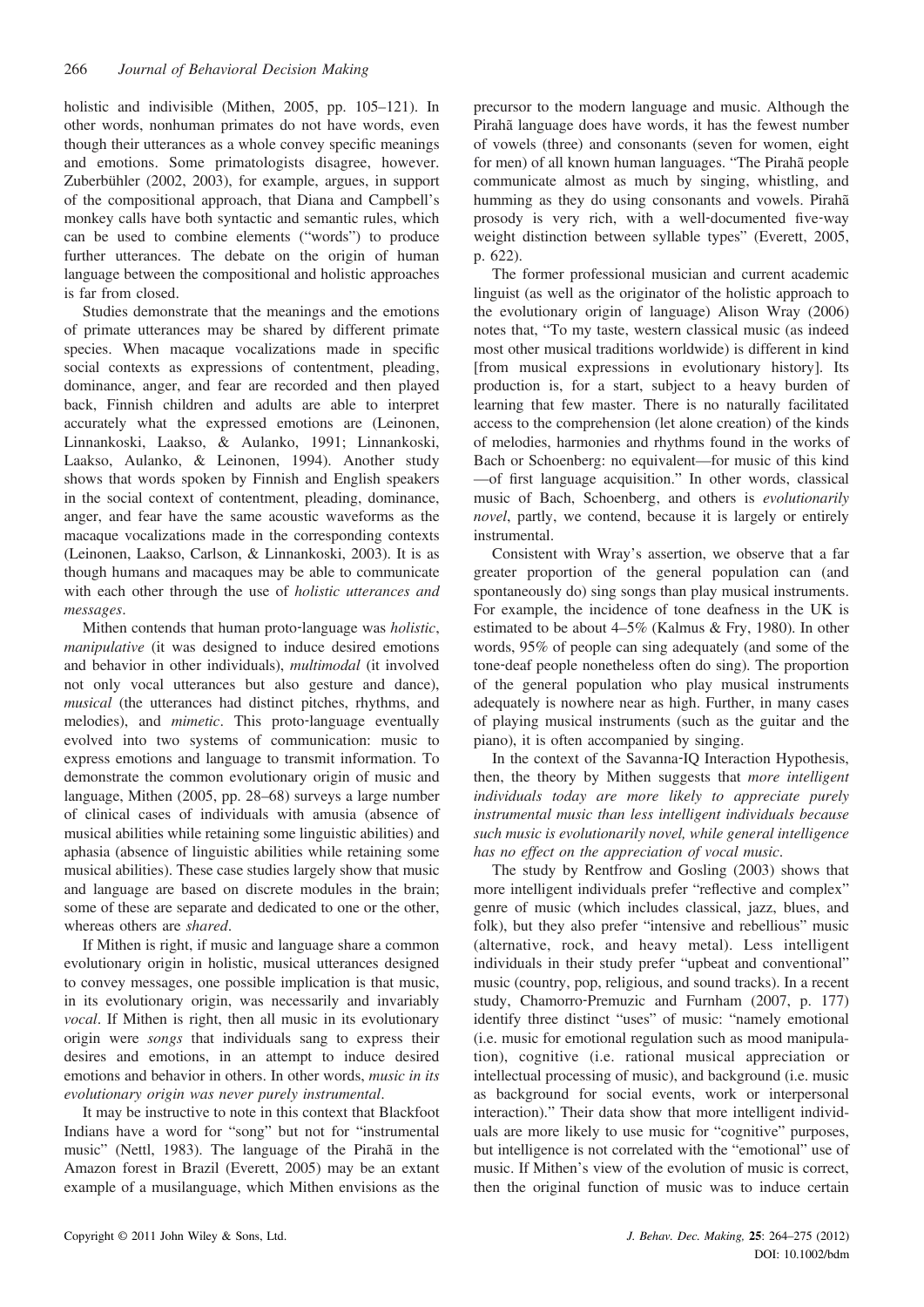holistic and indivisible (Mithen, 2005, pp. 105–121). In other words, nonhuman primates do not have words, even though their utterances as a whole convey specific meanings and emotions. Some primatologists disagree, however. Zuberbühler (2002, 2003), for example, argues, in support of the compositional approach, that Diana and Campbell's monkey calls have both syntactic and semantic rules, which can be used to combine elements ("words") to produce further utterances. The debate on the origin of human language between the compositional and holistic approaches is far from closed.

Studies demonstrate that the meanings and the emotions of primate utterances may be shared by different primate species. When macaque vocalizations made in specific social contexts as expressions of contentment, pleading, dominance, anger, and fear are recorded and then played back, Finnish children and adults are able to interpret accurately what the expressed emotions are (Leinonen, Linnankoski, Laakso, & Aulanko, 1991; Linnankoski, Laakso, Aulanko, & Leinonen, 1994). Another study shows that words spoken by Finnish and English speakers in the social context of contentment, pleading, dominance, anger, and fear have the same acoustic waveforms as the macaque vocalizations made in the corresponding contexts (Leinonen, Laakso, Carlson, & Linnankoski, 2003). It is as though humans and macaques may be able to communicate with each other through the use of *holistic utterances and messages*.

Mithen contends that human proto-language was *holistic*, *manipulative* (it was designed to induce desired emotions and behavior in other individuals), *multimodal* (it involved not only vocal utterances but also gesture and dance), *musical* (the utterances had distinct pitches, rhythms, and melodies), and *mimetic*. This proto-language eventually evolved into two systems of communication: music to express emotions and language to transmit information. To demonstrate the common evolutionary origin of music and language, Mithen (2005, pp. 28–68) surveys a large number of clinical cases of individuals with amusia (absence of musical abilities while retaining some linguistic abilities) and aphasia (absence of linguistic abilities while retaining some musical abilities). These case studies largely show that music and language are based on discrete modules in the brain; some of these are separate and dedicated to one or the other, whereas others are *shared*.

If Mithen is right, if music and language share a common evolutionary origin in holistic, musical utterances designed to convey messages, one possible implication is that music, in its evolutionary origin, was necessarily and invariably *vocal*. If Mithen is right, then all music in its evolutionary origin were *songs* that individuals sang to express their desires and emotions, in an attempt to induce desired emotions and behavior in others. In other words, *music in its evolutionary origin was never purely instrumental*.

It may be instructive to note in this context that Blackfoot Indians have a word for "song" but not for "instrumental music" (Nettl, 1983). The language of the Pirahã in the Amazon forest in Brazil (Everett, 2005) may be an extant example of a musilanguage, which Mithen envisions as the precursor to the modern language and music. Although the Pirahã language does have words, it has the fewest number of vowels (three) and consonants (seven for women, eight for men) of all known human languages. "The Pirahã people communicate almost as much by singing, whistling, and humming as they do using consonants and vowels. Pirahã prosody is very rich, with a well-documented five-way weight distinction between syllable types" (Everett, 2005, p. 622).

The former professional musician and current academic linguist (as well as the originator of the holistic approach to the evolutionary origin of language) Alison Wray (2006) notes that, "To my taste, western classical music (as indeed most other musical traditions worldwide) is different in kind [from musical expressions in evolutionary history]. Its production is, for a start, subject to a heavy burden of learning that few master. There is no naturally facilitated access to the comprehension (let alone creation) of the kinds of melodies, harmonies and rhythms found in the works of Bach or Schoenberg: no equivalent—for music of this kind—of first language acquisition." In other words, classical music of Bach, Schoenberg, and others is *evolutionarily novel*, partly, we contend, because it is largely or entirely instrumental.

Consistent with Wray's assertion, we observe that a far greater proportion of the general population can (and spontaneously do) sing songs than play musical instruments. For example, the incidence of tone deafness in the UK is estimated to be about 4–5% (Kalmus & Fry, 1980). In other words, 95% of people can sing adequately (and some of the tone-deaf people nonetheless often do sing). The proportion of the general population who play musical instruments adequately is nowhere near as high. Further, in many cases of playing musical instruments (such as the guitar and the piano), it is often accompanied by singing.

In the context of the Savanna-IQ Interaction Hypothesis, then, the theory by Mithen suggests that *more intelligent individuals today are more likely to appreciate purely instrumental music than less intelligent individuals because such music is evolutionarily novel, while general intelligence has no effect on the appreciation of vocal music*.

The study by Rentfrow and Gosling (2003) shows that more intelligent individuals prefer "reflective and complex" genre of music (which includes classical, jazz, blues, and folk), but they also prefer "intensive and rebellious" music (alternative, rock, and heavy metal). Less intelligent individuals in their study prefer "upbeat and conventional" music (country, pop, religious, and sound tracks). In a recent study, Chamorro-Premuzic and Furnham (2007, p. 177) identify three distinct "uses" of music: "namely emotional (i.e. music for emotional regulation such as mood manipulation), cognitive (i.e. rational musical appreciation or intellectual processing of music), and background (i.e. music as background for social events, work or interpersonal interaction)." Their data show that more intelligent individuals are more likely to use music for "cognitive" purposes, but intelligence is not correlated with the "emotional" use of music. If Mithen's view of the evolution of music is correct, then the original function of music was to induce certain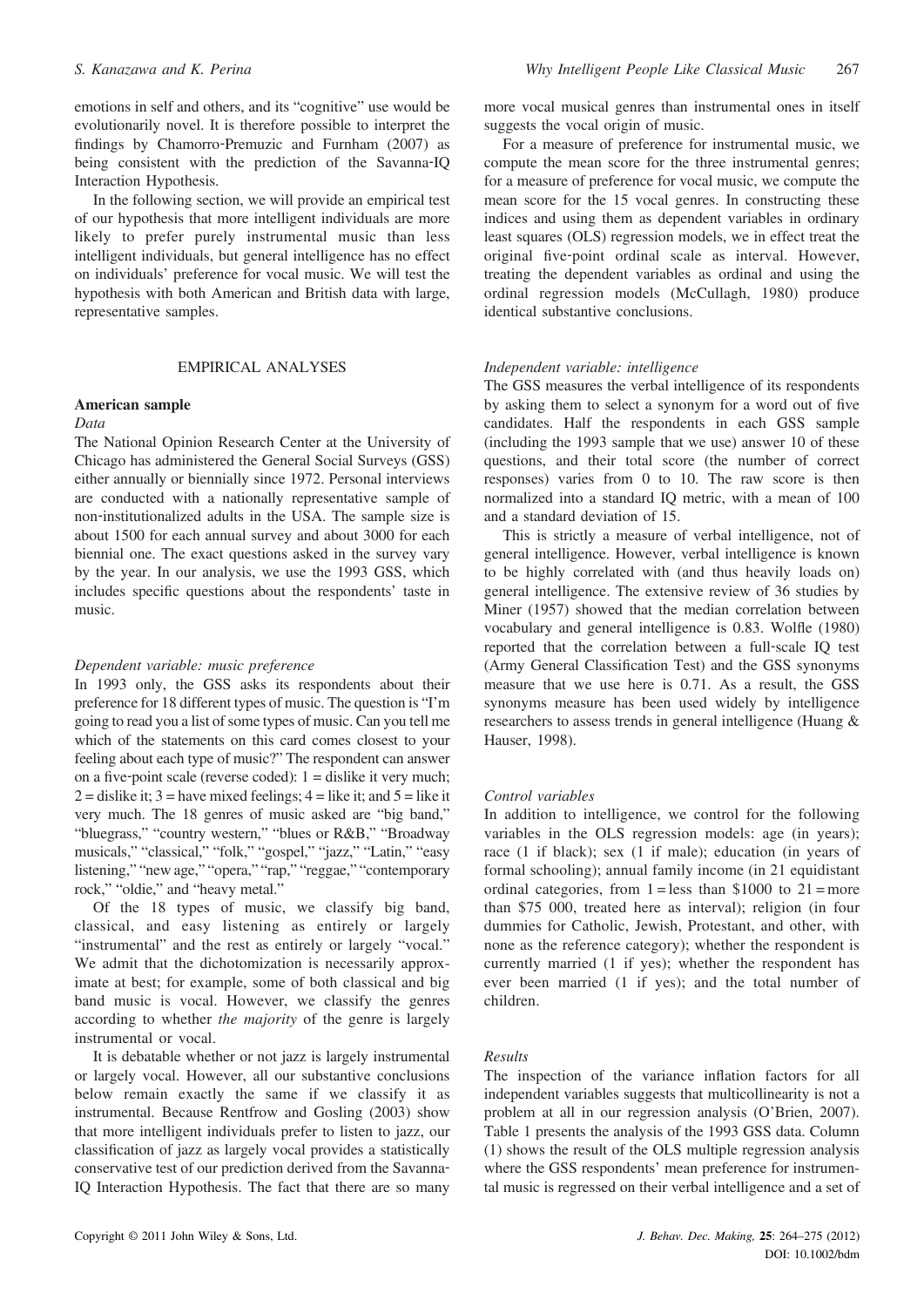emotions in self and others, and its "cognitive" use would be evolutionarily novel. It is therefore possible to interpret the findings by Chamorro-Premuzic and Furnham (2007) as being consistent with the prediction of the Savanna-IQ Interaction Hypothesis.

In the following section, we will provide an empirical test of our hypothesis that more intelligent individuals are more likely to prefer purely instrumental music than less intelligent individuals, but general intelligence has no effect on individuals' preference for vocal music. We will test the hypothesis with both American and British data with large, representative samples.

## EMPIRICAL ANALYSES

### American sample

#### *Data*

The National Opinion Research Center at the University of Chicago has administered the General Social Surveys (GSS) either annually or biennially since 1972. Personal interviews are conducted with a nationally representative sample of non-institutionalized adults in the USA. The sample size is about 1500 for each annual survey and about 3000 for each biennial one. The exact questions asked in the survey vary by the year. In our analysis, we use the 1993 GSS, which includes specific questions about the respondents' taste in music.

#### *Dependent variable: music preference*

In 1993 only, the GSS asks its respondents about their preference for 18 different types of music. The question is "I'm going to read you a list of some types of music. Can you tell me which of the statements on this card comes closest to your feeling about each type of music?" The respondent can answer on a five-point scale (reverse coded): 1 = dislike it very much; 2 = dislike it; 3 = have mixed feelings; 4 = like it; and 5 = like it very much. The 18 genres of music asked are "big band," "bluegrass," "country western," "blues or R&B," "Broadway musicals," "classical," "folk," "gospel," "jazz," "Latin," "easy listening," "new age," "opera," "rap," "reggae," "contemporary rock," "oldie," and "heavy metal."

Of the 18 types of music, we classify big band, classical, and easy listening as entirely or largely "instrumental" and the rest as entirely or largely "vocal." We admit that the dichotomization is necessarily approximate at best; for example, some of both classical and big band music is vocal. However, we classify the genres according to whether *the majority* of the genre is largely instrumental or vocal.

It is debatable whether or not jazz is largely instrumental or largely vocal. However, all our substantive conclusions below remain exactly the same if we classify it as instrumental. Because Rentfrow and Gosling (2003) show that more intelligent individuals prefer to listen to jazz, our classification of jazz as largely vocal provides a statistically conservative test of our prediction derived from the Savanna-IQ Interaction Hypothesis. The fact that there are so many more vocal musical genres than instrumental ones in itself suggests the vocal origin of music.

For a measure of preference for instrumental music, we compute the mean score for the three instrumental genres; for a measure of preference for vocal music, we compute the mean score for the 15 vocal genres. In constructing these indices and using them as dependent variables in ordinary least squares (OLS) regression models, we in effect treat the original five-point ordinal scale as interval. However, treating the dependent variables as ordinal and using the ordinal regression models (McCullagh, 1980) produce identical substantive conclusions.

#### *Independent variable: intelligence*

The GSS measures the verbal intelligence of its respondents by asking them to select a synonym for a word out of five candidates. Half the respondents in each GSS sample (including the 1993 sample that we use) answer 10 of these questions, and their total score (the number of correct responses) varies from 0 to 10. The raw score is then normalized into a standard IQ metric, with a mean of 100 and a standard deviation of 15.

This is strictly a measure of verbal intelligence, not of general intelligence. However, verbal intelligence is known to be highly correlated with (and thus heavily loads on) general intelligence. The extensive review of 36 studies by Miner (1957) showed that the median correlation between vocabulary and general intelligence is 0.83. Wolfle (1980) reported that the correlation between a full-scale IQ test (Army General Classification Test) and the GSS synonyms measure that we use here is 0.71. As a result, the GSS synonyms measure has been used widely by intelligence researchers to assess trends in general intelligence (Huang & Hauser, 1998).

#### *Control variables*

In addition to intelligence, we control for the following variables in the OLS regression models: age (in years); race (1 if black); sex (1 if male); education (in years of formal schooling); annual family income (in 21 equidistant ordinal categories, from 1 = less than \$1000 to 21 = more than \$75 000, treated here as interval); religion (in four dummies for Catholic, Jewish, Protestant, and other, with none as the reference category); whether the respondent is currently married (1 if yes); whether the respondent has ever been married (1 if yes); and the total number of children.

#### *Results*

The inspection of the variance inflation factors for all independent variables suggests that multicollinearity is not a problem at all in our regression analysis (O'Brien, 2007). Table 1 presents the analysis of the 1993 GSS data. Column (1) shows the result of the OLS multiple regression analysis where the GSS respondents' mean preference for instrumental music is regressed on their verbal intelligence and a set of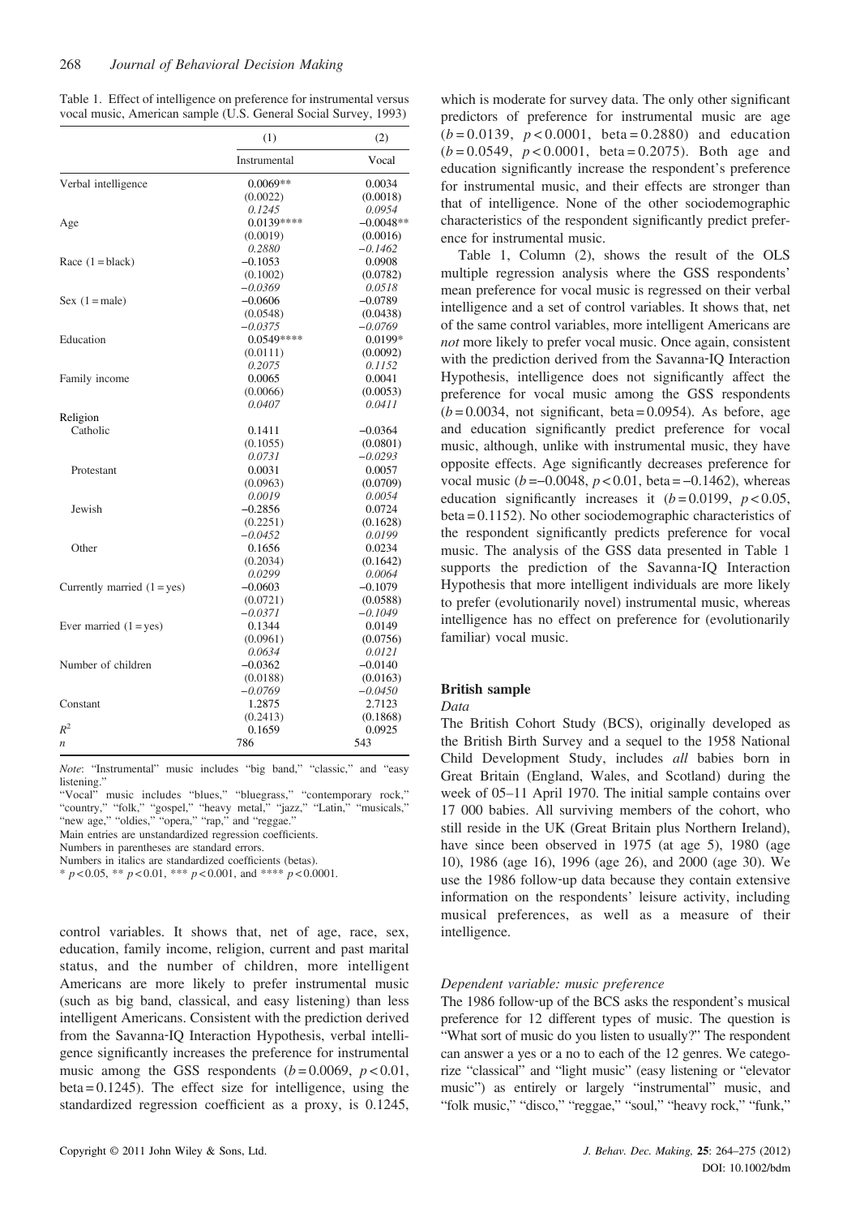Table 1. Effect of intelligence on preference for instrumental versus vocal music, American sample (U.S. General Social Survey, 1993)

| | (1) | (2) |
|---|---|---|
| | Instrumental | Vocal |
| Verbal intelligence | 0.0069** | 0.0034 |
| | (0.0022) | (0.0018) |
| | *0.1245* | *0.0954* |
| Age | 0.0139**** | −0.0048** |
| | (0.0019) | (0.0016) |
| | *0.2880* | *−0.1462* |
| Race (1 = black) | −0.1053 | 0.0908 |
| | (0.1002) | (0.0782) |
| | *−0.0369* | *0.0518* |
| Sex (1 = male) | −0.0606 | −0.0789 |
| | (0.0548) | (0.0438) |
| | *−0.0375* | *−0.0769* |
| Education | 0.0549**** | 0.0199* |
| | (0.0111) | (0.0092) |
| | *0.2075* | *0.1152* |
| Family income | 0.0065 | 0.0041 |
| | (0.0066) | (0.0053) |
| | *0.0407* | *0.0411* |
| Religion | | |
| Catholic | 0.1411 | −0.0364 |
| | (0.1055) | (0.0801) |
| | *0.0731* | *−0.0293* |
| Protestant | 0.0031 | 0.0057 |
| | (0.0963) | (0.0709) |
| | *0.0019* | *0.0054* |
| Jewish | −0.2856 | 0.0724 |
| | (0.2251) | (0.1628) |
| | *−0.0452* | *0.0199* |
| Other | 0.1656 | 0.0234 |
| | (0.2034) | (0.1642) |
| | *0.0299* | *0.0064* |
| Currently married (1 = yes) | −0.0603 | −0.1079 |
| | (0.0721) | (0.0588) |
| | *−0.0371* | *−0.1049* |
| Ever married (1 = yes) | 0.1344 | 0.0149 |
| | (0.0961) | (0.0756) |
| | *0.0634* | *0.0121* |
| Number of children | −0.0362 | −0.0140 |
| | (0.0188) | (0.0163) |
| | *−0.0769* | *−0.0450* |
| Constant | 1.2875 | 2.7123 |
| | (0.2413) | (0.1868) |
| $R^2$ | 0.1659 | 0.0925 |
| $n$ | 786 | 543 |

*Note*: "Instrumental" music includes "big band," "classic," and "easy listening."
"Vocal" music includes "blues," "bluegrass," "contemporary rock," "country," "folk," "gospel," "heavy metal," "jazz," "Latin," "musicals," "new age," "oldies," "opera," "rap," and "reggae."
Main entries are unstandardized regression coefficients.
Numbers in parentheses are standard errors.
Numbers in italics are standardized coefficients (betas).
* $p < 0.05$, ** $p < 0.01$, *** $p < 0.001$, and **** $p < 0.0001$.

control variables. It shows that, net of age, race, sex, education, family income, religion, current and past marital status, and the number of children, more intelligent Americans are more likely to prefer instrumental music (such as big band, classical, and easy listening) than less intelligent Americans. Consistent with the prediction derived from the Savanna-IQ Interaction Hypothesis, verbal intelligence significantly increases the preference for instrumental music among the GSS respondents ($b = 0.0069$, $p < 0.01$, beta = 0.1245). The effect size for intelligence, using the standardized regression coefficient as a proxy, is 0.1245, which is moderate for survey data. The only other significant predictors of preference for instrumental music are age ($b = 0.0139$, $p < 0.0001$, beta = 0.2880) and education ($b = 0.0549$, $p < 0.0001$, beta = 0.2075). Both age and education significantly increase the respondent's preference for instrumental music, and their effects are stronger than that of intelligence. None of the other sociodemographic characteristics of the respondent significantly predict preference for instrumental music.

Table 1, Column (2), shows the result of the OLS multiple regression analysis where the GSS respondents' mean preference for vocal music is regressed on their verbal intelligence and a set of control variables. It shows that, net of the same control variables, more intelligent Americans are *not* more likely to prefer vocal music. Once again, consistent with the prediction derived from the Savanna-IQ Interaction Hypothesis, intelligence does not significantly affect the preference for vocal music among the GSS respondents ($b = 0.0034$, not significant, beta = 0.0954). As before, age and education significantly predict preference for vocal music, although, unlike with instrumental music, they have opposite effects. Age significantly decreases preference for vocal music ($b = -0.0048$, $p < 0.01$, beta = −0.1462), whereas education significantly increases it ($b = 0.0199$, $p < 0.05$, beta = 0.1152). No other sociodemographic characteristics of the respondent significantly predicts preference for vocal music. The analysis of the GSS data presented in Table 1 supports the prediction of the Savanna-IQ Interaction Hypothesis that more intelligent individuals are more likely to prefer (evolutionarily novel) instrumental music, whereas intelligence has no effect on preference for (evolutionarily familiar) vocal music.

## British sample

### *Data*

The British Cohort Study (BCS), originally developed as the British Birth Survey and a sequel to the 1958 National Child Development Study, includes *all* babies born in Great Britain (England, Wales, and Scotland) during the week of 05–11 April 1970. The initial sample contains over 17 000 babies. All surviving members of the cohort, who still reside in the UK (Great Britain plus Northern Ireland), have since been observed in 1975 (at age 5), 1980 (age 10), 1986 (age 16), 1996 (age 26), and 2000 (age 30). We use the 1986 follow-up data because they contain extensive information on the respondents' leisure activity, including musical preferences, as well as a measure of their intelligence.

### *Dependent variable: music preference*

The 1986 follow-up of the BCS asks the respondent's musical preference for 12 different types of music. The question is "What sort of music do you listen to usually?" The respondent can answer a yes or a no to each of the 12 genres. We categorize "classical" and "light music" (easy listening or "elevator music") as entirely or largely "instrumental" music, and "folk music," "disco," "reggae," "soul," "heavy rock," "funk,"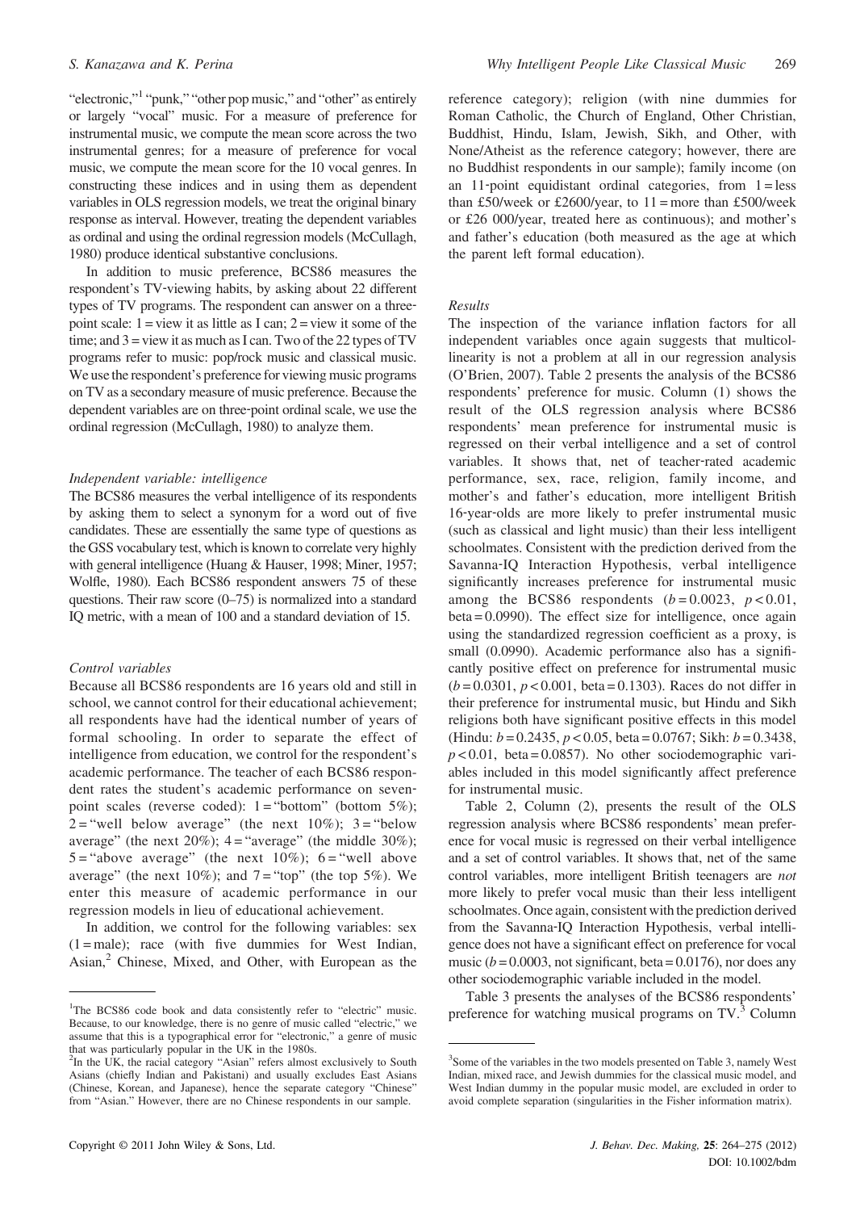"electronic,"[1] "punk," "other pop music," and "other" as entirely or largely "vocal" music. For a measure of preference for instrumental music, we compute the mean score across the two instrumental genres; for a measure of preference for vocal music, we compute the mean score for the 10 vocal genres. In constructing these indices and in using them as dependent variables in OLS regression models, we treat the original binary response as interval. However, treating the dependent variables as ordinal and using the ordinal regression models (McCullagh, 1980) produce identical substantive conclusions.

In addition to music preference, BCS86 measures the respondent's TV-viewing habits, by asking about 22 different types of TV programs. The respondent can answer on a three-point scale: 1 = view it as little as I can; 2 = view it some of the time; and 3 = view it as much as I can. Two of the 22 types of TV programs refer to music: pop/rock music and classical music. We use the respondent's preference for viewing music programs on TV as a secondary measure of music preference. Because the dependent variables are on three-point ordinal scale, we use the ordinal regression (McCullagh, 1980) to analyze them.

*Independent variable: intelligence*

The BCS86 measures the verbal intelligence of its respondents by asking them to select a synonym for a word out of five candidates. These are essentially the same type of questions as the GSS vocabulary test, which is known to correlate very highly with general intelligence (Huang & Hauser, 1998; Miner, 1957; Wolfle, 1980). Each BCS86 respondent answers 75 of these questions. Their raw score (0–75) is normalized into a standard IQ metric, with a mean of 100 and a standard deviation of 15.

*Control variables*

Because all BCS86 respondents are 16 years old and still in school, we cannot control for their educational achievement; all respondents have had the identical number of years of formal schooling. In order to separate the effect of intelligence from education, we control for the respondent's academic performance. The teacher of each BCS86 respondent rates the student's academic performance on seven-point scales (reverse coded): 1 = "bottom" (bottom 5%); 2 = "well below average" (the next 10%); 3 = "below average" (the next 20%); 4 = "average" (the middle 30%); 5 = "above average" (the next 10%); 6 = "well above average" (the next 10%); and 7 = "top" (the top 5%). We enter this measure of academic performance in our regression models in lieu of educational achievement.

In addition, we control for the following variables: sex (1 = male); race (with five dummies for West Indian, Asian,[2] Chinese, Mixed, and Other, with European as the reference category); religion (with nine dummies for Roman Catholic, the Church of England, Other Christian, Buddhist, Hindu, Islam, Jewish, Sikh, and Other, with None/Atheist as the reference category; however, there are no Buddhist respondents in our sample); family income (on an 11-point equidistant ordinal categories, from 1 = less than £50/week or £2600/year, to 11 = more than £500/week or £26 000/year, treated here as continuous); and mother's and father's education (both measured as the age at which the parent left formal education).

*Results*

The inspection of the variance inflation factors for all independent variables once again suggests that multicollinearity is not a problem at all in our regression analysis (O'Brien, 2007). Table 2 presents the analysis of the BCS86 respondents' preference for music. Column (1) shows the result of the OLS regression analysis where BCS86 respondents' mean preference for instrumental music is regressed on their verbal intelligence and a set of control variables. It shows that, net of teacher-rated academic performance, sex, race, religion, family income, and mother's and father's education, more intelligent British 16-year-olds are more likely to prefer instrumental music (such as classical and light music) than their less intelligent schoolmates. Consistent with the prediction derived from the Savanna-IQ Interaction Hypothesis, verbal intelligence significantly increases preference for instrumental music among the BCS86 respondents ($b = 0.0023$, $p < 0.01$, beta = 0.0990). The effect size for intelligence, once again using the standardized regression coefficient as a proxy, is small (0.0990). Academic performance also has a significantly positive effect on preference for instrumental music ($b = 0.0301$, $p < 0.001$, beta = 0.1303). Races do not differ in their preference for instrumental music, but Hindu and Sikh religions both have significant positive effects in this model (Hindu: $b = 0.2435$, $p < 0.05$, beta = 0.0767; Sikh: $b = 0.3438$, $p < 0.01$, beta = 0.0857). No other sociodemographic variables included in this model significantly affect preference for instrumental music.

Table 2, Column (2), presents the result of the OLS regression analysis where BCS86 respondents' mean preference for vocal music is regressed on their verbal intelligence and a set of control variables. It shows that, net of the same control variables, more intelligent British teenagers are *not* more likely to prefer vocal music than their less intelligent schoolmates. Once again, consistent with the prediction derived from the Savanna-IQ Interaction Hypothesis, verbal intelligence does not have a significant effect on preference for vocal music ($b = 0.0003$, not significant, beta = 0.0176), nor does any other sociodemographic variable included in the model.

Table 3 presents the analyses of the BCS86 respondents' preference for watching musical programs on TV.[3] Column

---

[1] The BCS86 code book and data consistently refer to "electric" music. Because, to our knowledge, there is no genre of music called "electric," we assume that this is a typographical error for "electronic," a genre of music that was particularly popular in the UK in the 1980s.

[2] In the UK, the racial category "Asian" refers almost exclusively to South Asians (chiefly Indian and Pakistani) and usually excludes East Asians (Chinese, Korean, and Japanese), hence the separate category "Chinese" from "Asian." However, there are no Chinese respondents in our sample.

[3] Some of the variables in the two models presented on Table 3, namely West Indian, mixed race, and Jewish dummies for the classical music model, and West Indian dummy in the popular music model, are excluded in order to avoid complete separation (singularities in the Fisher information matrix).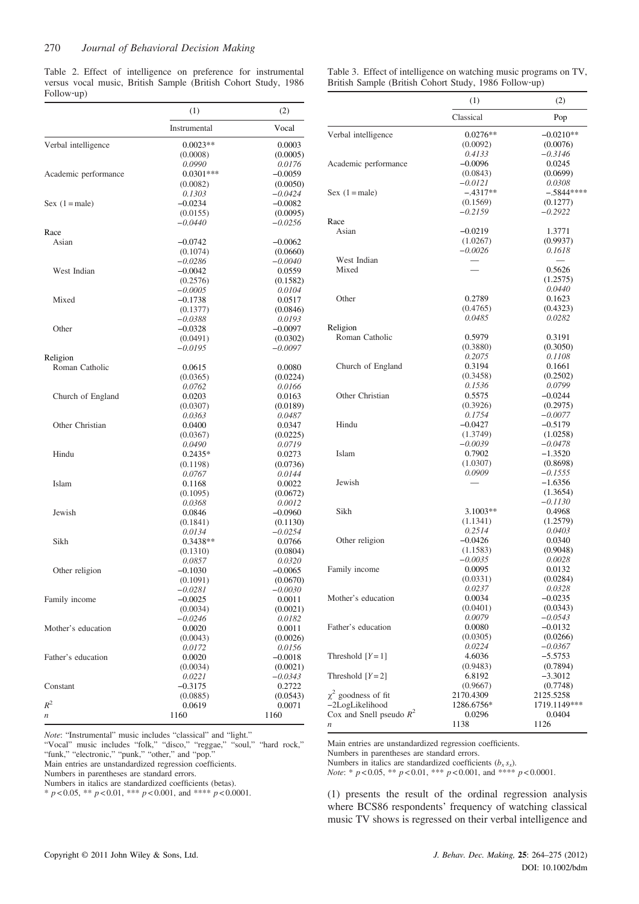Table 2. Effect of intelligence on preference for instrumental versus vocal music, British Sample (British Cohort Study, 1986 Follow-up)

| | (1) | (2) |
|---|---|---|
| | Instrumental | Vocal |
| Verbal intelligence | 0.0023** | 0.0003 |
| | (0.0008) | (0.0005) |
| | *0.0990* | *0.0176* |
| Academic performance | 0.0301*** | −0.0059 |
| | (0.0082) | (0.0050) |
| | *0.1303* | *−0.0424* |
| Sex (1 = male) | −0.0234 | −0.0082 |
| | (0.0155) | (0.0095) |
| | *−0.0440* | *−0.0256* |
| Race | | |
| Asian | −0.0742 | −0.0062 |
| | (0.1074) | (0.0660) |
| | *−0.0286* | *−0.0040* |
| West Indian | −0.0042 | 0.0559 |
| | (0.2576) | (0.1582) |
| | *−0.0005* | *0.0104* |
| Mixed | −0.1738 | 0.0517 |
| | (0.1377) | (0.0846) |
| | *−0.0388* | *0.0193* |
| Other | −0.0328 | −0.0097 |
| | (0.0491) | (0.0302) |
| | *−0.0195* | *−0.0097* |
| Religion | | |
| Roman Catholic | 0.0615 | 0.0080 |
| | (0.0365) | (0.0224) |
| | *0.0762* | *0.0166* |
| Church of England | 0.0203 | 0.0163 |
| | (0.0307) | (0.0189) |
| | *0.0363* | *0.0487* |
| Other Christian | 0.0400 | 0.0347 |
| | (0.0367) | (0.0225) |
| | *0.0490* | *0.0719* |
| Hindu | 0.2435* | 0.0273 |
| | (0.1198) | (0.0736) |
| | *0.0767* | *0.0144* |
| Islam | 0.1168 | 0.0022 |
| | (0.1095) | (0.0672) |
| | *0.0368* | *0.0012* |
| Jewish | 0.0846 | −0.0960 |
| | (0.1841) | (0.1130) |
| | *0.0134* | *−0.0254* |
| Sikh | 0.3438** | 0.0766 |
| | (0.1310) | (0.0804) |
| | *0.0857* | *0.0320* |
| Other religion | −0.1030 | −0.0065 |
| | (0.1091) | (0.0670) |
| | *−0.0281* | *−0.0030* |
| Family income | −0.0025 | 0.0011 |
| | (0.0034) | (0.0021) |
| | *−0.0246* | *0.0182* |
| Mother's education | 0.0020 | 0.0011 |
| | (0.0043) | (0.0026) |
| | *0.0172* | *0.0156* |
| Father's education | 0.0020 | −0.0018 |
| | (0.0034) | (0.0021) |
| | *0.0221* | *−0.0343* |
| Constant | −0.3175 | 0.2722 |
| | (0.0885) | (0.0543) |
| $R^2$ | 0.0619 | 0.0071 |
| $n$ | 1160 | 1160 |

*Note*: "Instrumental" music includes "classical" and "light."
"Vocal" music includes "folk," "disco," "reggae," "soul," "hard rock," "funk," "electronic," "punk," "other," and "pop."
Main entries are unstandardized regression coefficients.
Numbers in parentheses are standard errors.
Numbers in italics are standardized coefficients (betas).
* $p < 0.05$, ** $p < 0.01$, *** $p < 0.001$, and **** $p < 0.0001$.

Table 3. Effect of intelligence on watching music programs on TV, British Sample (British Cohort Study, 1986 Follow-up)

| | (1) | (2) |
|---|---|---|
| | Classical | Pop |
| Verbal intelligence | 0.0276** | −0.0210** |
| | (0.0092) | (0.0076) |
| | *0.4133* | *−0.3146* |
| Academic performance | −0.0096 | 0.0245 |
| | (0.0843) | (0.0699) |
| | *−0.0121* | *0.0308* |
| Sex (1 = male) | −.4317** | −.5844**** |
| | (0.1569) | (0.1277) |
| | *−0.2159* | *−0.2922* |
| Race | | |
| Asian | −0.0219 | 1.3771 |
| | (1.0267) | (0.9937) |
| | *−0.0026* | *0.1618* |
| West Indian | — | — |
| Mixed | — | 0.5626 |
| | | (1.2575) |
| | | *0.0440* |
| Other | 0.2789 | 0.1623 |
| | (0.4765) | (0.4323) |
| | *0.0485* | *0.0282* |
| Religion | | |
| Roman Catholic | 0.5979 | 0.3191 |
| | (0.3880) | (0.3050) |
| | *0.2075* | *0.1108* |
| Church of England | 0.3194 | 0.1661 |
| | (0.3458) | (0.2502) |
| | *0.1536* | *0.0799* |
| Other Christian | 0.5575 | −0.0244 |
| | (0.3926) | (0.2975) |
| | *0.1754* | *−0.0077* |
| Hindu | −0.0427 | −0.5179 |
| | (1.3749) | (1.0258) |
| | *−0.0039* | *−0.0478* |
| Islam | 0.7902 | −1.3520 |
| | (1.0307) | (0.8698) |
| | *0.0909* | *−0.1555* |
| Jewish | — | −1.6356 |
| | | (1.3654) |
| | | *−0.1130* |
| Sikh | 3.1003** | 0.4968 |
| | (1.1341) | (1.2579) |
| | *0.2514* | *0.0403* |
| Other religion | −0.0426 | 0.0340 |
| | (1.1583) | (0.9048) |
| | *−0.0035* | *0.0028* |
| Family income | 0.0095 | 0.0132 |
| | (0.0331) | (0.0284) |
| | *0.0237* | *0.0328* |
| Mother's education | 0.0034 | −0.0235 |
| | (0.0401) | (0.0343) |
| | *0.0079* | *−0.0543* |
| Father's education | 0.0080 | −0.0132 |
| | (0.0305) | (0.0266) |
| | *0.0224* | *−0.0367* |
| Threshold [$Y$ = 1] | 4.6036 | −5.5753 |
| | (0.9483) | (0.7894) |
| Threshold [$Y$ = 2] | 6.8192 | −3.3012 |
| | (0.9667) | (0.7748) |
| $\chi^2$ goodness of fit | 2170.4309 | 2125.5258 |
| −2LogLikelihood | 1286.6756* | 1719.1149*** |
| Cox and Snell pseudo $R^2$ | 0.0296 | 0.0404 |
| $n$ | 1138 | 1126 |

Main entries are unstandardized regression coefficients.
Numbers in parentheses are standard errors.
Numbers in italics are standardized coefficients ($b_x s_x$).
*Note*: * $p < 0.05$, ** $p < 0.01$, *** $p < 0.001$, and **** $p < 0.0001$.

(1) presents the result of the ordinal regression analysis where BCS86 respondents' frequency of watching classical music TV shows is regressed on their verbal intelligence and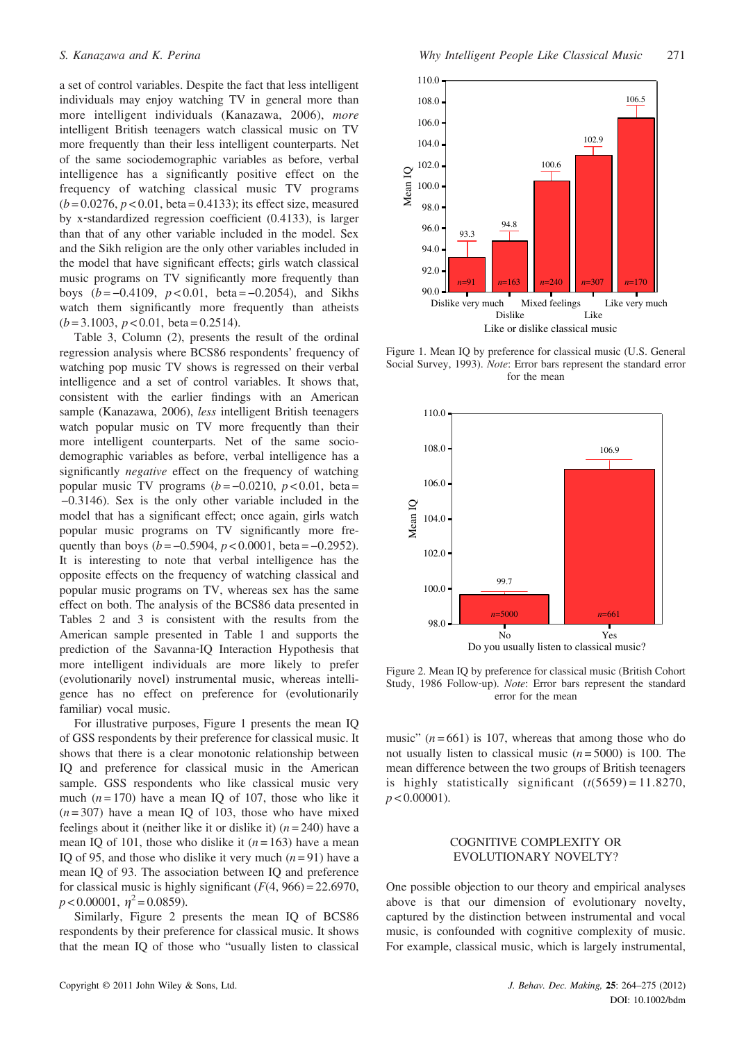a set of control variables. Despite the fact that less intelligent individuals may enjoy watching TV in general more than more intelligent individuals (Kanazawa, 2006), *more* intelligent British teenagers watch classical music on TV more frequently than their less intelligent counterparts. Net of the same sociodemographic variables as before, verbal intelligence has a significantly positive effect on the frequency of watching classical music TV programs ($b = 0.0276$, $p < 0.01$, beta = 0.4133); its effect size, measured by x-standardized regression coefficient (0.4133), is larger than that of any other variable included in the model. Sex and the Sikh religion are the only other variables included in the model that have significant effects; girls watch classical music programs on TV significantly more frequently than boys ($b = -0.4109$, $p < 0.01$, beta = −0.2054), and Sikhs watch them significantly more frequently than atheists ($b = 3.1003$, $p < 0.01$, beta = 0.2514).

Table 3, Column (2), presents the result of the ordinal regression analysis where BCS86 respondents' frequency of watching pop music TV shows is regressed on their verbal intelligence and a set of control variables. It shows that, consistent with the earlier findings with an American sample (Kanazawa, 2006), *less* intelligent British teenagers watch popular music on TV more frequently than their more intelligent counterparts. Net of the same sociodemographic variables as before, verbal intelligence has a significantly *negative* effect on the frequency of watching popular music TV programs ($b = -0.0210$, $p < 0.01$, beta = −0.3146). Sex is the only other variable included in the model that has a significant effect; once again, girls watch popular music programs on TV significantly more frequently than boys ($b = -0.5904$, $p < 0.0001$, beta = −0.2952). It is interesting to note that verbal intelligence has the opposite effects on the frequency of watching classical and popular music programs on TV, whereas sex has the same effect on both. The analysis of the BCS86 data presented in Tables 2 and 3 is consistent with the results from the American sample presented in Table 1 and supports the prediction of the Savanna-IQ Interaction Hypothesis that more intelligent individuals are more likely to prefer (evolutionarily novel) instrumental music, whereas intelligence has no effect on preference for (evolutionarily familiar) vocal music.

For illustrative purposes, Figure 1 presents the mean IQ of GSS respondents by their preference for classical music. It shows that there is a clear monotonic relationship between IQ and preference for classical music in the American sample. GSS respondents who like classical music very much ($n = 170$) have a mean IQ of 107, those who like it ($n = 307$) have a mean IQ of 103, those who have mixed feelings about it (neither like it or dislike it) ($n = 240$) have a mean IQ of 101, those who dislike it ($n = 163$) have a mean IQ of 95, and those who dislike it very much ($n = 91$) have a mean IQ of 93. The association between IQ and preference for classical music is highly significant ($F(4, 966) = 22.6970$, $p < 0.00001$, $\eta^2 = 0.0859$).

Similarly, Figure 2 presents the mean IQ of BCS86 respondents by their preference for classical music. It shows that the mean IQ of those who "usually listen to classical music" ($n = 661$) is 107, whereas that among those who do not usually listen to classical music ($n = 5000$) is 100. The mean difference between the two groups of British teenagers is highly statistically significant ($t(5659) = 11.8270$, $p < 0.00001$).

Figure 1. Mean IQ by preference for classical music (U.S. General Social Survey, 1993). *Note*: Error bars represent the standard error for the mean

Figure 2. Mean IQ by preference for classical music (British Cohort Study, 1986 Follow-up). *Note*: Error bars represent the standard error for the mean

## COGNITIVE COMPLEXITY OR EVOLUTIONARY NOVELTY?

One possible objection to our theory and empirical analyses above is that our dimension of evolutionary novelty, captured by the distinction between instrumental and vocal music, is confounded with cognitive complexity of music. For example, classical music, which is largely instrumental,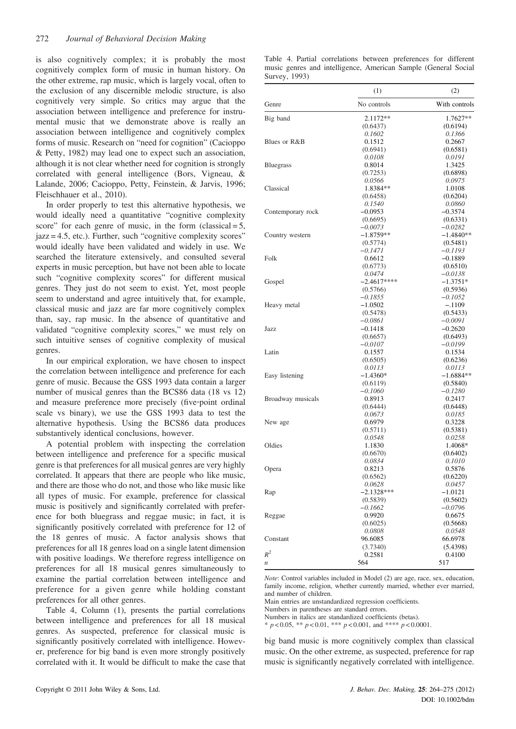is also cognitively complex; it is probably the most cognitively complex form of music in human history. On the other extreme, rap music, which is largely vocal, often to the exclusion of any discernible melodic structure, is also cognitively very simple. So critics may argue that the association between intelligence and preference for instrumental music that we demonstrate above is really an association between intelligence and cognitively complex forms of music. Research on "need for cognition" (Cacioppo & Petty, 1982) may lead one to expect such an association, although it is not clear whether need for cognition is strongly correlated with general intelligence (Bors, Vigneau, & Lalande, 2006; Cacioppo, Petty, Feinstein, & Jarvis, 1996; Fleischhauer et al., 2010).

In order properly to test this alternative hypothesis, we would ideally need a quantitative "cognitive complexity score" for each genre of music, in the form (classical = 5, jazz = 4.5, etc.). Further, such "cognitive complexity scores" would ideally have been validated and widely in use. We searched the literature extensively, and consulted several experts in music perception, but have not been able to locate such "cognitive complexity scores" for different musical genres. They just do not seem to exist. Yet, most people seem to understand and agree intuitively that, for example, classical music and jazz are far more cognitively complex than, say, rap music. In the absence of quantitative and validated "cognitive complexity scores," we must rely on such intuitive senses of cognitive complexity of musical genres.

In our empirical exploration, we have chosen to inspect the correlation between intelligence and preference for each genre of music. Because the GSS 1993 data contain a larger number of musical genres than the BCS86 data (18 vs 12) and measure preference more precisely (five-point ordinal scale vs binary), we use the GSS 1993 data to test the alternative hypothesis. Using the BCS86 data produces substantively identical conclusions, however.

A potential problem with inspecting the correlation between intelligence and preference for a specific musical genre is that preferences for all musical genres are very highly correlated. It appears that there are people who like music, and there are those who do not, and those who like music like all types of music. For example, preference for classical music is positively and significantly correlated with preference for both bluegrass and reggae music; in fact, it is significantly positively correlated with preference for 12 of the 18 genres of music. A factor analysis shows that preferences for all 18 genres load on a single latent dimension with positive loadings. We therefore regress intelligence on preferences for all 18 musical genres simultaneously to examine the partial correlation between intelligence and preference for a given genre while holding constant preferences for all other genres.

Table 4, Column (1), presents the partial correlations between intelligence and preferences for all 18 musical genres. As suspected, preference for classical music is significantly positively correlated with intelligence. However, preference for big band is even more strongly positively correlated with it. It would be difficult to make the case that big band music is more cognitively complex than classical music. On the other extreme, as suspected, preference for rap music is significantly negatively correlated with intelligence.

Table 4. Partial correlations between preferences for different music genres and intelligence, American Sample (General Social Survey, 1993)

| Genre | (1) No controls | (2) With controls |
|---|---|---|
| Big band | 2.1172** | 1.7627** |
| | (0.6437) | (0.6194) |
| | *0.1602* | *0.1366* |
| Blues or R&B | 0.1512 | 0.2667 |
| | (0.6941) | (0.6581) |
| | *0.0108* | *0.0191* |
| Bluegrass | 0.8014 | 1.3425 |
| | (0.7253) | (0.6898) |
| | *0.0566* | *0.0975* |
| Classical | 1.8384** | 1.0108 |
| | (0.6458) | (0.6204) |
| | *0.1540* | *0.0860* |
| Contemporary rock | −0.0953 | −0.3574 |
| | (0.6695) | (0.6331) |
| | *−0.0073* | *−0.0282* |
| Country western | −1.8759** | −1.4840** |
| | (0.5774) | (0.5481) |
| | *−0.1471* | *−0.1193* |
| Folk | 0.6612 | −0.1889 |
| | (0.6773) | (0.6510) |
| | *0.0474* | *−0.0138* |
| Gospel | −2.4617**** | −1.3751* |
| | (0.5766) | (0.5936) |
| | *−0.1855* | *−0.1052* |
| Heavy metal | −1.0502 | −.1109 |
| | (0.5478) | (0.5433) |
| | *−0.0861* | *−0.0091* |
| Jazz | −0.1418 | −0.2620 |
| | (0.6657) | (0.6493) |
| | *−0.0107* | *−0.0199* |
| Latin | 0.1557 | 0.1534 |
| | (0.6505) | (0.6236) |
| | *0.0113* | *0.0113* |
| Easy listening | −1.4360* | −1.6884** |
| | (0.6119) | (0.5840) |
| | *−0.1060* | *−0.1280* |
| Broadway musicals | 0.8913 | 0.2417 |
| | (0.6444) | (0.6448) |
| | *0.0673* | *0.0185* |
| New age | 0.6979 | 0.3228 |
| | (0.5711) | (0.5381) |
| | *0.0548* | *0.0258* |
| Oldies | 1.1830 | 1.4068* |
| | (0.6670) | (0.6402) |
| | *0.0834* | *0.1010* |
| Opera | 0.8213 | 0.5876 |
| | (0.6562) | (0.6220) |
| | *0.0628* | *0.0457* |
| Rap | −2.1328*** | −1.0121 |
| | (0.5839) | (0.5602) |
| | *−0.1662* | *−0.0796* |
| Reggae | 0.9920 | 0.6675 |
| | (0.6025) | (0.5668) |
| | *0.0808* | *0.0548* |
| Constant | 96.6085 | 66.6978 |
| | (3.7340) | (5.4398) |
| $R^2$ | 0.2581 | 0.4100 |
| $n$ | 564 | 517 |

*Note*: Control variables included in Model (2) are age, race, sex, education, family income, religion, whether currently married, whether ever married, and number of children.
Main entries are unstandardized regression coefficients.
Numbers in parentheses are standard errors.
Numbers in italics are standardized coefficients (betas).
* $p < 0.05$, ** $p < 0.01$, *** $p < 0.001$, and **** $p < 0.0001$.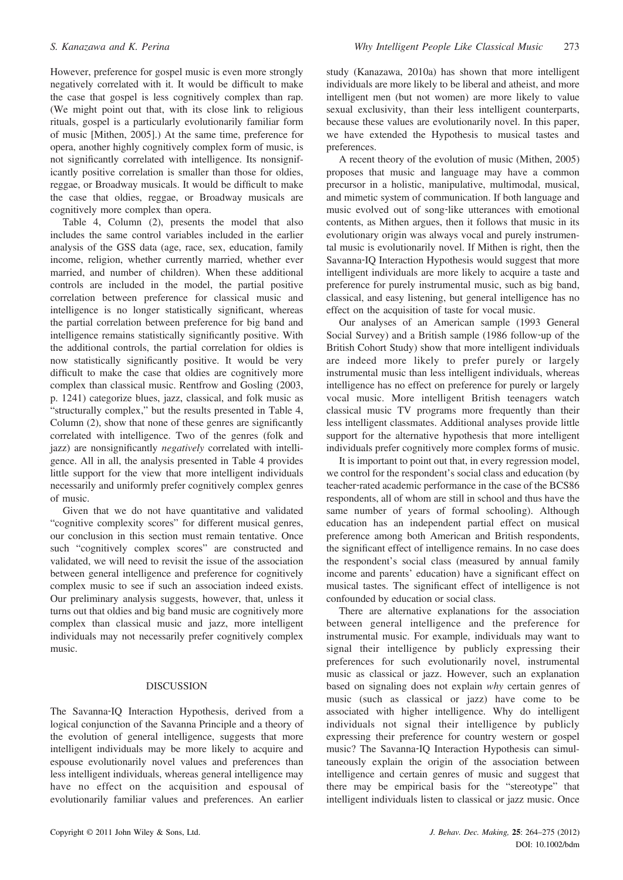However, preference for gospel music is even more strongly negatively correlated with it. It would be difficult to make the case that gospel is less cognitively complex than rap. (We might point out that, with its close link to religious rituals, gospel is a particularly evolutionarily familiar form of music [Mithen, 2005].) At the same time, preference for opera, another highly cognitively complex form of music, is not significantly correlated with intelligence. Its nonsignificantly positive correlation is smaller than those for oldies, reggae, or Broadway musicals. It would be difficult to make the case that oldies, reggae, or Broadway musicals are cognitively more complex than opera.

Table 4, Column (2), presents the model that also includes the same control variables included in the earlier analysis of the GSS data (age, race, sex, education, family income, religion, whether currently married, whether ever married, and number of children). When these additional controls are included in the model, the partial positive correlation between preference for classical music and intelligence is no longer statistically significant, whereas the partial correlation between preference for big band and intelligence remains statistically significantly positive. With the additional controls, the partial correlation for oldies is now statistically significantly positive. It would be very difficult to make the case that oldies are cognitively more complex than classical music. Rentfrow and Gosling (2003, p. 1241) categorize blues, jazz, classical, and folk music as "structurally complex," but the results presented in Table 4, Column (2), show that none of these genres are significantly correlated with intelligence. Two of the genres (folk and jazz) are nonsignificantly *negatively* correlated with intelligence. All in all, the analysis presented in Table 4 provides little support for the view that more intelligent individuals necessarily and uniformly prefer cognitively complex genres of music.

Given that we do not have quantitative and validated "cognitive complexity scores" for different musical genres, our conclusion in this section must remain tentative. Once such "cognitively complex scores" are constructed and validated, we will need to revisit the issue of the association between general intelligence and preference for cognitively complex music to see if such an association indeed exists. Our preliminary analysis suggests, however, that, unless it turns out that oldies and big band music are cognitively more complex than classical music and jazz, more intelligent individuals may not necessarily prefer cognitively complex music.

## DISCUSSION

The Savanna-IQ Interaction Hypothesis, derived from a logical conjunction of the Savanna Principle and a theory of the evolution of general intelligence, suggests that more intelligent individuals may be more likely to acquire and espouse evolutionarily novel values and preferences than less intelligent individuals, whereas general intelligence may have no effect on the acquisition and espousal of evolutionarily familiar values and preferences. An earlier study (Kanazawa, 2010a) has shown that more intelligent individuals are more likely to be liberal and atheist, and more intelligent men (but not women) are more likely to value sexual exclusivity, than their less intelligent counterparts, because these values are evolutionarily novel. In this paper, we have extended the Hypothesis to musical tastes and preferences.

A recent theory of the evolution of music (Mithen, 2005) proposes that music and language may have a common precursor in a holistic, manipulative, multimodal, musical, and mimetic system of communication. If both language and music evolved out of song-like utterances with emotional contents, as Mithen argues, then it follows that music in its evolutionary origin was always vocal and purely instrumental music is evolutionarily novel. If Mithen is right, then the Savanna-IQ Interaction Hypothesis would suggest that more intelligent individuals are more likely to acquire a taste and preference for purely instrumental music, such as big band, classical, and easy listening, but general intelligence has no effect on the acquisition of taste for vocal music.

Our analyses of an American sample (1993 General Social Survey) and a British sample (1986 follow-up of the British Cohort Study) show that more intelligent individuals are indeed more likely to prefer purely or largely instrumental music than less intelligent individuals, whereas intelligence has no effect on preference for purely or largely vocal music. More intelligent British teenagers watch classical music TV programs more frequently than their less intelligent classmates. Additional analyses provide little support for the alternative hypothesis that more intelligent individuals prefer cognitively more complex forms of music.

It is important to point out that, in every regression model, we control for the respondent's social class and education (by teacher-rated academic performance in the case of the BCS86 respondents, all of whom are still in school and thus have the same number of years of formal schooling). Although education has an independent partial effect on musical preference among both American and British respondents, the significant effect of intelligence remains. In no case does the respondent's social class (measured by annual family income and parents' education) have a significant effect on musical tastes. The significant effect of intelligence is not confounded by education or social class.

There are alternative explanations for the association between general intelligence and the preference for instrumental music. For example, individuals may want to signal their intelligence by publicly expressing their preferences for such evolutionarily novel, instrumental music as classical or jazz. However, such an explanation based on signaling does not explain *why* certain genres of music (such as classical or jazz) have come to be associated with higher intelligence. Why do intelligent individuals not signal their intelligence by publicly expressing their preference for country western or gospel music? The Savanna-IQ Interaction Hypothesis can simultaneously explain the origin of the association between intelligence and certain genres of music and suggest that there may be empirical basis for the "stereotype" that intelligent individuals listen to classical or jazz music. Once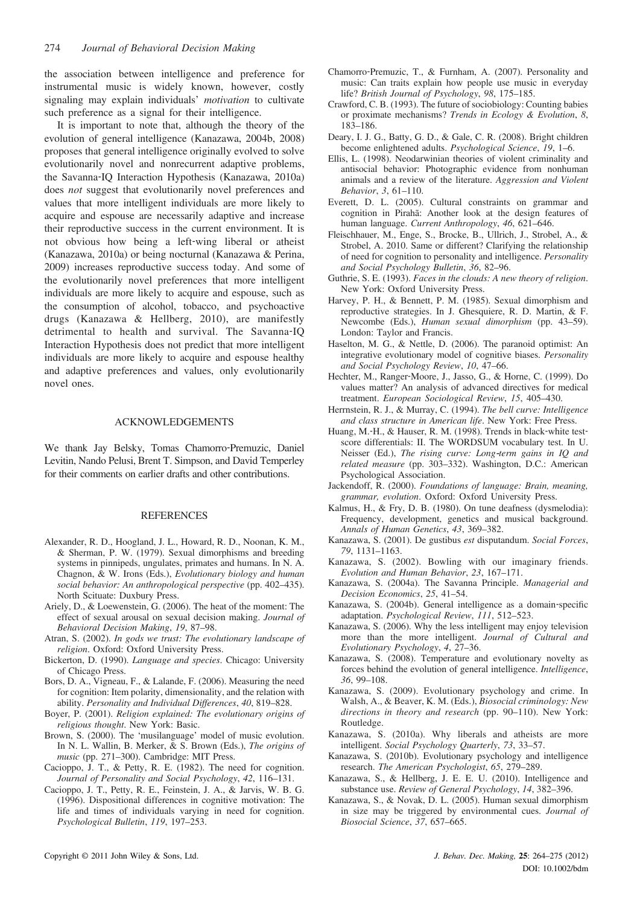the association between intelligence and preference for instrumental music is widely known, however, costly signaling may explain individuals' *motivation* to cultivate such preference as a signal for their intelligence.

It is important to note that, although the theory of the evolution of general intelligence (Kanazawa, 2004b, 2008) proposes that general intelligence originally evolved to solve evolutionarily novel and nonrecurrent adaptive problems, the Savanna-IQ Interaction Hypothesis (Kanazawa, 2010a) does *not* suggest that evolutionarily novel preferences and values that more intelligent individuals are more likely to acquire and espouse are necessarily adaptive and increase their reproductive success in the current environment. It is not obvious how being a left-wing liberal or atheist (Kanazawa, 2010a) or being nocturnal (Kanazawa & Perina, 2009) increases reproductive success today. And some of the evolutionarily novel preferences that more intelligent individuals are more likely to acquire and espouse, such as the consumption of alcohol, tobacco, and psychoactive drugs (Kanazawa & Hellberg, 2010), are manifestly detrimental to health and survival. The Savanna-IQ Interaction Hypothesis does not predict that more intelligent individuals are more likely to acquire and espouse healthy and adaptive preferences and values, only evolutionarily novel ones.

## ACKNOWLEDGEMENTS

We thank Jay Belsky, Tomas Chamorro-Premuzic, Daniel Levitin, Nando Pelusi, Brent T. Simpson, and David Temperley for their comments on earlier drafts and other contributions.

## REFERENCES

Alexander, R. D., Hoogland, J. L., Howard, R. D., Noonan, K. M., & Sherman, P. W. (1979). Sexual dimorphisms and breeding systems in pinnipeds, ungulates, primates and humans. In N. A. Chagnon, & W. Irons (Eds.), *Evolutionary biology and human social behavior: An anthropological perspective* (pp. 402–435). North Scituate: Duxbury Press.

Ariely, D., & Loewenstein, G. (2006). The heat of the moment: The effect of sexual arousal on sexual decision making. *Journal of Behavioral Decision Making*, *19*, 87–98.

Atran, S. (2002). *In gods we trust: The evolutionary landscape of religion*. Oxford: Oxford University Press.

Bickerton, D. (1990). *Language and species*. Chicago: University of Chicago Press.

Bors, D. A., Vigneau, F., & Lalande, F. (2006). Measuring the need for cognition: Item polarity, dimensionality, and the relation with ability. *Personality and Individual Differences*, *40*, 819–828.

Boyer, P. (2001). *Religion explained: The evolutionary origins of religious thought*. New York: Basic.

Brown, S. (2000). The 'musilanguage' model of music evolution. In N. L. Wallin, B. Merker, & S. Brown (Eds.), *The origins of music* (pp. 271–300). Cambridge: MIT Press.

Cacioppo, J. T., & Petty, R. E. (1982). The need for cognition. *Journal of Personality and Social Psychology*, *42*, 116–131.

Cacioppo, J. T., Petty, R. E., Feinstein, J. A., & Jarvis, W. B. G. (1996). Dispositional differences in cognitive motivation: The life and times of individuals varying in need for cognition. *Psychological Bulletin*, *119*, 197–253.

Chamorro-Premuzic, T., & Furnham, A. (2007). Personality and music: Can traits explain how people use music in everyday life? *British Journal of Psychology*, *98*, 175–185.

Crawford, C. B. (1993). The future of sociobiology: Counting babies or proximate mechanisms? *Trends in Ecology & Evolution*, *8*, 183–186.

Deary, I. J. G., Batty, G. D., & Gale, C. R. (2008). Bright children become enlightened adults. *Psychological Science*, *19*, 1–6.

Ellis, L. (1998). Neodarwinian theories of violent criminality and antisocial behavior: Photographic evidence from nonhuman animals and a review of the literature. *Aggression and Violent Behavior*, *3*, 61–110.

Everett, D. L. (2005). Cultural constraints on grammar and cognition in Pirahã: Another look at the design features of human language. *Current Anthropology*, *46*, 621–646.

Fleischhauer, M., Enge, S., Brocke, B., Ullrich, J., Strobel, A., & Strobel, A. 2010. Same or different? Clarifying the relationship of need for cognition to personality and intelligence. *Personality and Social Psychology Bulletin*, *36*, 82–96.

Guthrie, S. E. (1993). *Faces in the clouds: A new theory of religion*. New York: Oxford University Press.

Harvey, P. H., & Bennett, P. M. (1985). Sexual dimorphism and reproductive strategies. In J. Ghesquiere, R. D. Martin, & F. Newcombe (Eds.), *Human sexual dimorphism* (pp. 43–59). London: Taylor and Francis.

Haselton, M. G., & Nettle, D. (2006). The paranoid optimist: An integrative evolutionary model of cognitive biases. *Personality and Social Psychology Review*, *10*, 47–66.

Hechter, M., Ranger-Moore, J., Jasso, G., & Horne, C. (1999). Do values matter? An analysis of advanced directives for medical treatment. *European Sociological Review*, *15*, 405–430.

Herrnstein, R. J., & Murray, C. (1994). *The bell curve: Intelligence and class structure in American life*. New York: Free Press.

Huang, M.-H., & Hauser, R. M. (1998). Trends in black-white test-score differentials: II. The WORDSUM vocabulary test. In U. Neisser (Ed.), *The rising curve: Long-term gains in IQ and related measure* (pp. 303–332). Washington, D.C.: American Psychological Association.

Jackendoff, R. (2000). *Foundations of language: Brain, meaning, grammar, evolution*. Oxford: Oxford University Press.

Kalmus, H., & Fry, D. B. (1980). On tune deafness (dysmelodia): Frequency, development, genetics and musical background. *Annals of Human Genetics*, *43*, 369–382.

Kanazawa, S. (2001). De gustibus *est* disputandum. *Social Forces*, *79*, 1131–1163.

Kanazawa, S. (2002). Bowling with our imaginary friends. *Evolution and Human Behavior*, *23*, 167–171.

Kanazawa, S. (2004a). The Savanna Principle. *Managerial and Decision Economics*, *25*, 41–54.

Kanazawa, S. (2004b). General intelligence as a domain-specific adaptation. *Psychological Review*, *111*, 512–523.

Kanazawa, S. (2006). Why the less intelligent may enjoy television more than the more intelligent. *Journal of Cultural and Evolutionary Psychology*, *4*, 27–36.

Kanazawa, S. (2008). Temperature and evolutionary novelty as forces behind the evolution of general intelligence. *Intelligence*, *36*, 99–108.

Kanazawa, S. (2009). Evolutionary psychology and crime. In Walsh, A., & Beaver, K. M. (Eds.), *Biosocial criminology: New directions in theory and research* (pp. 90–110). New York: Routledge.

Kanazawa, S. (2010a). Why liberals and atheists are more intelligent. *Social Psychology Quarterly*, *73*, 33–57.

Kanazawa, S. (2010b). Evolutionary psychology and intelligence research. *The American Psychologist*, *65*, 279–289.

Kanazawa, S., & Hellberg, J. E. E. U. (2010). Intelligence and substance use. *Review of General Psychology*, *14*, 382–396.

Kanazawa, S., & Novak, D. L. (2005). Human sexual dimorphism in size may be triggered by environmental cues. *Journal of Biosocial Science*, *37*, 657–665.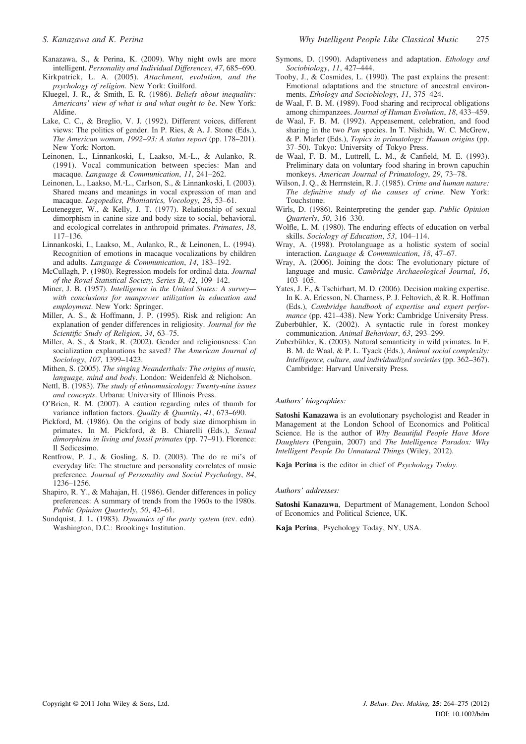Kanazawa, S., & Perina, K. (2009). Why night owls are more intelligent. *Personality and Individual Differences*, *47*, 685–690.

Kirkpatrick, L. A. (2005). *Attachment, evolution, and the psychology of religion*. New York: Guilford.

Kluegel, J. R., & Smith, E. R. (1986). *Beliefs about inequality: Americans' view of what is and what ought to be*. New York: Aldine.

Lake, C. C., & Breglio, V. J. (1992). Different voices, different views: The politics of gender. In P. Ries, & A. J. Stone (Eds.), *The American woman, 1992–93: A status report* (pp. 178–201). New York: Norton.

Leinonen, L., Linnankoski, I., Laakso, M.-L., & Aulanko, R. (1991). Vocal communication between species: Man and macaque. *Language & Communication*, *11*, 241–262.

Leinonen, L., Laakso, M.-L., Carlson, S., & Linnankoski, I. (2003). Shared means and meanings in vocal expression of man and macaque. *Logopedics, Phoniatrics, Vocology*, *28*, 53–61.

Leutenegger, W., & Kelly, J. T. (1977). Relationship of sexual dimorphism in canine size and body size to social, behavioral, and ecological correlates in anthropoid primates. *Primates*, *18*, 117–136.

Linnankoski, I., Laakso, M., Aulanko, R., & Leinonen, L. (1994). Recognition of emotions in macaque vocalizations by children and adults. *Language & Communication*, *14*, 183–192.

McCullagh, P. (1980). Regression models for ordinal data. *Journal of the Royal Statistical Society, Series B*, *42*, 109–142.

Miner, J. B. (1957). *Intelligence in the United States: A survey—with conclusions for manpower utilization in education and employment*. New York: Springer.

Miller, A. S., & Hoffmann, J. P. (1995). Risk and religion: An explanation of gender differences in religiosity. *Journal for the Scientific Study of Religion*, *34*, 63–75.

Miller, A. S., & Stark, R. (2002). Gender and religiousness: Can socialization explanations be saved? *The American Journal of Sociology*, *107*, 1399–1423.

Mithen, S. (2005). *The singing Neanderthals: The origins of music, language, mind and body*. London: Weidenfeld & Nicholson.

Nettl, B. (1983). *The study of ethnomusicology: Twenty-nine issues and concepts*. Urbana: University of Illinois Press.

O'Brien, R. M. (2007). A caution regarding rules of thumb for variance inflation factors. *Quality & Quantity*, *41*, 673–690.

Pickford, M. (1986). On the origins of body size dimorphism in primates. In M. Pickford, & B. Chiarelli (Eds.), *Sexual dimorphism in living and fossil primates* (pp. 77–91). Florence: Il Sedicesimo.

Rentfrow, P. J., & Gosling, S. D. (2003). The do re mi's of everyday life: The structure and personality correlates of music preference. *Journal of Personality and Social Psychology*, *84*, 1236–1256.

Shapiro, R. Y., & Mahajan, H. (1986). Gender differences in policy preferences: A summary of trends from the 1960s to the 1980s. *Public Opinion Quarterly*, *50*, 42–61.

Sundquist, J. L. (1983). *Dynamics of the party system* (rev. edn). Washington, D.C.: Brookings Institution.

Symons, D. (1990). Adaptiveness and adaptation. *Ethology and Sociobiology*, *11*, 427–444.

Tooby, J., & Cosmides, L. (1990). The past explains the present: Emotional adaptations and the structure of ancestral environments. *Ethology and Sociobiology*, *11*, 375–424.

de Waal, F. B. M. (1989). Food sharing and reciprocal obligations among chimpanzees. *Journal of Human Evolution*, *18*, 433–459.

de Waal, F. B. M. (1992). Appeasement, celebration, and food sharing in the two *Pan* species. In T. Nishida, W. C. McGrew, & P. Marler (Eds.), *Topics in primatology: Human origins* (pp. 37–50). Tokyo: University of Tokyo Press.

de Waal, F. B. M., Luttrell, L. M., & Canfield, M. E. (1993). Preliminary data on voluntary food sharing in brown capuchin monkeys. *American Journal of Primatology*, *29*, 73–78.

Wilson, J. Q., & Herrnstein, R. J. (1985). *Crime and human nature: The definitive study of the causes of crime*. New York: Touchstone.

Wirls, D. (1986). Reinterpreting the gender gap. *Public Opinion Quarterly*, *50*, 316–330.

Wolfle, L. M. (1980). The enduring effects of education on verbal skills. *Sociology of Education*, *53*, 104–114.

Wray, A. (1998). Protolanguage as a holistic system of social interaction. *Language & Communication*, *18*, 47–67.

Wray, A. (2006). Joining the dots: The evolutionary picture of language and music. *Cambridge Archaeological Journal*, *16*, 103–105.

Yates, J. F., & Tschirhart, M. D. (2006). Decision making expertise. In K. A. Ericsson, N. Charness, P. J. Feltovich, & R. R. Hoffman (Eds.), *Cambridge handbook of expertise and expert performance* (pp. 421–438). New York: Cambridge University Press.

Zuberbühler, K. (2002). A syntactic rule in forest monkey communication. *Animal Behaviour*, *63*, 293–299.

Zuberbühler, K. (2003). Natural semanticity in wild primates. In F. B. M. de Waal, & P. L. Tyack (Eds.), *Animal social complexity: Intelligence, culture, and individualized societies* (pp. 362–367). Cambridge: Harvard University Press.

*Authors' biographies:*

**Satoshi Kanazawa** is an evolutionary psychologist and Reader in Management at the London School of Economics and Political Science. He is the author of *Why Beautiful People Have More Daughters* (Penguin, 2007) and *The Intelligence Paradox: Why Intelligent People Do Unnatural Things* (Wiley, 2012).

**Kaja Perina** is the editor in chief of *Psychology Today*.

*Authors' addresses:*

**Satoshi Kanazawa**, Department of Management, London School of Economics and Political Science, UK.

**Kaja Perina**, Psychology Today, NY, USA.